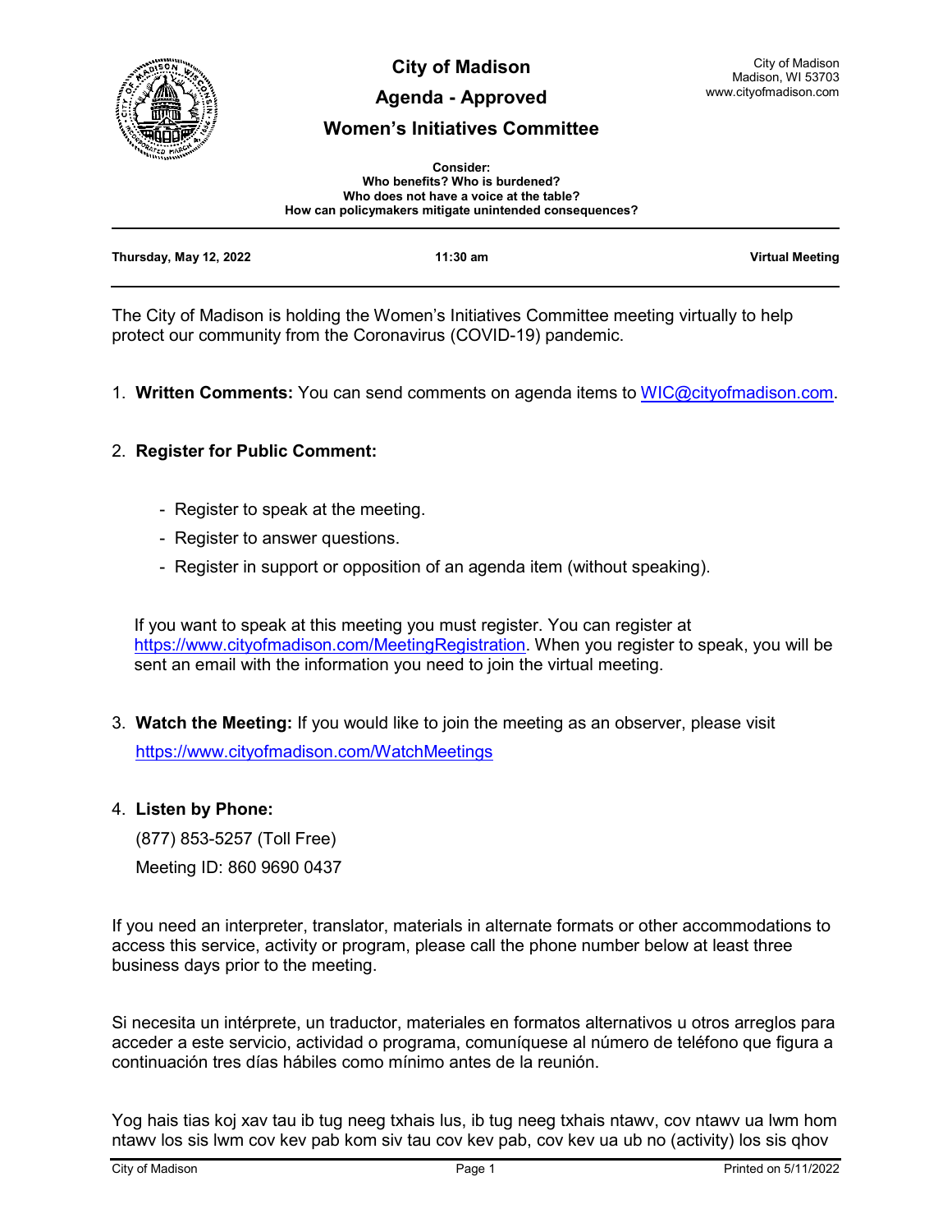# City of Madison

## Agenda - Approved

## Women's Initiatives Committee

City of Madison
Madison, WI 53703
www.cityofmadison.com

**Consider:**
**Who benefits? Who is burdened?**
**Who does not have a voice at the table?**
**How can policymakers mitigate unintended consequences?**

---

**Thursday, May 12, 2022** | **11:30 am** | **Virtual Meeting**

---

The City of Madison is holding the Women's Initiatives Committee meeting virtually to help protect our community from the Coronavirus (COVID-19) pandemic.

1. **Written Comments:** You can send comments on agenda items to WIC@cityofmadison.com.

2. **Register for Public Comment:**

   - Register to speak at the meeting.
   - Register to answer questions.
   - Register in support or opposition of an agenda item (without speaking).

   If you want to speak at this meeting you must register. You can register at https://www.cityofmadison.com/MeetingRegistration. When you register to speak, you will be sent an email with the information you need to join the virtual meeting.

3. **Watch the Meeting:** If you would like to join the meeting as an observer, please visit https://www.cityofmadison.com/WatchMeetings

4. **Listen by Phone:**

   (877) 853-5257 (Toll Free)

   Meeting ID: 860 9690 0437

If you need an interpreter, translator, materials in alternate formats or other accommodations to access this service, activity or program, please call the phone number below at least three business days prior to the meeting.

Si necesita un intérprete, un traductor, materiales en formatos alternativos u otros arreglos para acceder a este servicio, actividad o programa, comuníquese al número de teléfono que figura a continuación tres días hábiles como mínimo antes de la reunión.

Yog hais tias koj xav tau ib tug neeg txhais lus, ib tug neeg txhais ntawv, cov ntawv ua lwm hom ntawv los sis lwm cov kev pab kom siv tau cov kev pab, cov kev ua ub no (activity) los sis qhov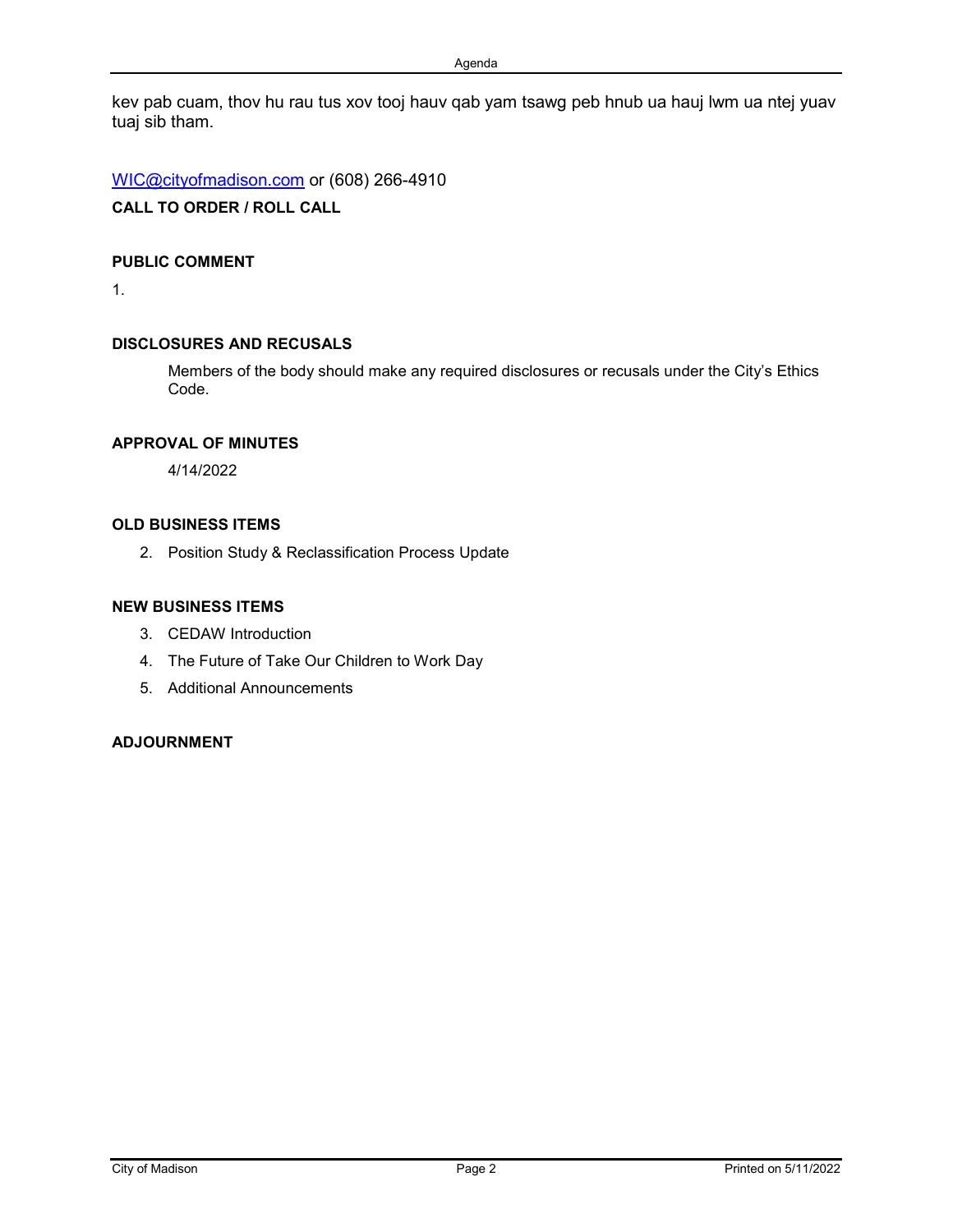kev pab cuam, thov hu rau tus xov tooj hauv qab yam tsawg peb hnub ua hauj lwm ua ntej yuav tuaj sib tham.

WIC@cityofmadison.com or (608) 266-4910

**CALL TO ORDER / ROLL CALL**

**PUBLIC COMMENT**

1.

**DISCLOSURES AND RECUSALS**

Members of the body should make any required disclosures or recusals under the City's Ethics Code.

**APPROVAL OF MINUTES**

4/14/2022

**OLD BUSINESS ITEMS**

2. Position Study & Reclassification Process Update

**NEW BUSINESS ITEMS**

3. CEDAW Introduction
4. The Future of Take Our Children to Work Day
5. Additional Announcements

**ADJOURNMENT**